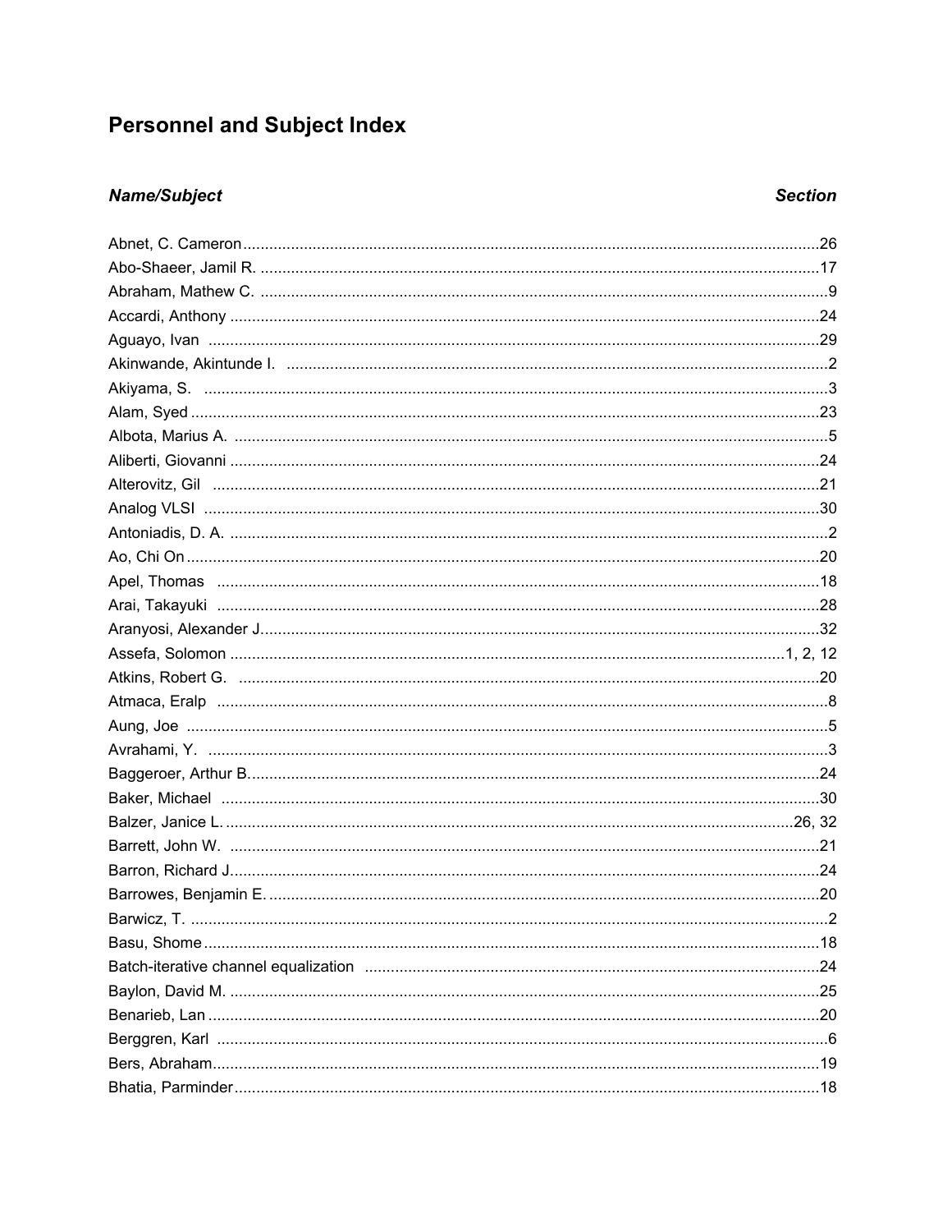# Personnel and Subject Index

| ***Name/Subject*** | ***Section*** |
|---|---|
| Abnet, C. Cameron | 26 |
| Abo-Shaeer, Jamil R. | 17 |
| Abraham, Mathew C. | 9 |
| Accardi, Anthony | 24 |
| Aguayo, Ivan | 29 |
| Akinwande, Akintunde I. | 2 |
| Akiyama, S. | 3 |
| Alam, Syed | 23 |
| Albota, Marius A. | 5 |
| Aliberti, Giovanni | 24 |
| Alterovitz, Gil | 21 |
| Analog VLSI | 30 |
| Antoniadis, D. A. | 2 |
| Ao, Chi On | 20 |
| Apel, Thomas | 18 |
| Arai, Takayuki | 28 |
| Aranyosi, Alexander J. | 32 |
| Assefa, Solomon | 1, 2, 12 |
| Atkins, Robert G. | 20 |
| Atmaca, Eralp | 8 |
| Aung, Joe | 5 |
| Avrahami, Y. | 3 |
| Baggeroer, Arthur B. | 24 |
| Baker, Michael | 30 |
| Balzer, Janice L. | 26, 32 |
| Barrett, John W. | 21 |
| Barron, Richard J. | 24 |
| Barrowes, Benjamin E. | 20 |
| Barwicz, T. | 2 |
| Basu, Shome | 18 |
| Batch-iterative channel equalization | 24 |
| Baylon, David M. | 25 |
| Benarieb, Lan | 20 |
| Berggren, Karl | 6 |
| Bers, Abraham | 19 |
| Bhatia, Parminder | 18 |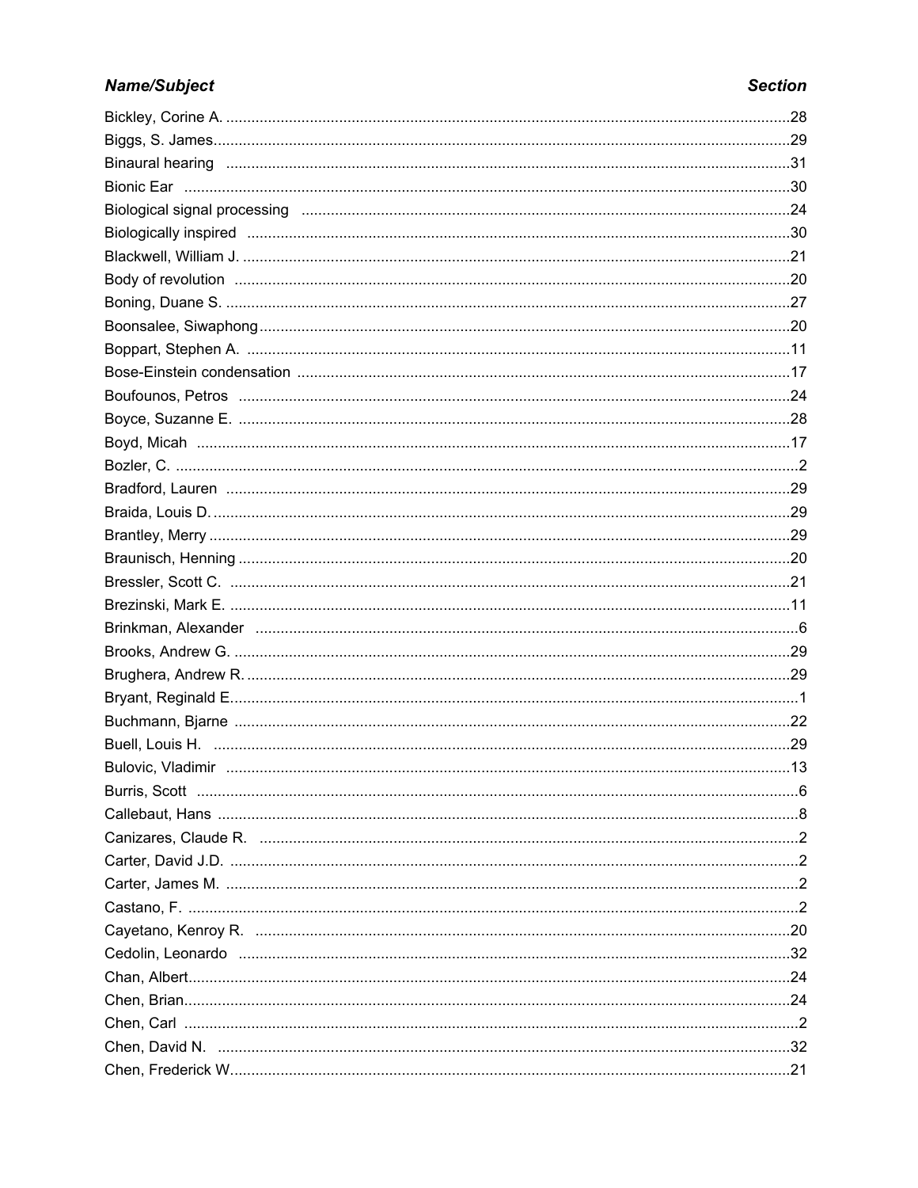| ***Name/Subject*** | ***Section*** |
|---|---|
| Bickley, Corine A. | 28 |
| Biggs, S. James | 29 |
| Binaural hearing | 31 |
| Bionic Ear | 30 |
| Biological signal processing | 24 |
| Biologically inspired | 30 |
| Blackwell, William J. | 21 |
| Body of revolution | 20 |
| Boning, Duane S. | 27 |
| Boonsalee, Siwaphong | 20 |
| Boppart, Stephen A. | 11 |
| Bose-Einstein condensation | 17 |
| Boufounos, Petros | 24 |
| Boyce, Suzanne E. | 28 |
| Boyd, Micah | 17 |
| Bozler, C. | 2 |
| Bradford, Lauren | 29 |
| Braida, Louis D. | 29 |
| Brantley, Merry | 29 |
| Braunisch, Henning | 20 |
| Bressler, Scott C. | 21 |
| Brezinski, Mark E. | 11 |
| Brinkman, Alexander | 6 |
| Brooks, Andrew G. | 29 |
| Brughera, Andrew R. | 29 |
| Bryant, Reginald E. | 1 |
| Buchmann, Bjarne | 22 |
| Buell, Louis H. | 29 |
| Bulovic, Vladimir | 13 |
| Burris, Scott | 6 |
| Callebaut, Hans | 8 |
| Canizares, Claude R. | 2 |
| Carter, David J.D. | 2 |
| Carter, James M. | 2 |
| Castano, F. | 2 |
| Cayetano, Kenroy R. | 20 |
| Cedolin, Leonardo | 32 |
| Chan, Albert | 24 |
| Chen, Brian | 24 |
| Chen, Carl | 2 |
| Chen, David N. | 32 |
| Chen, Frederick W. | 21 |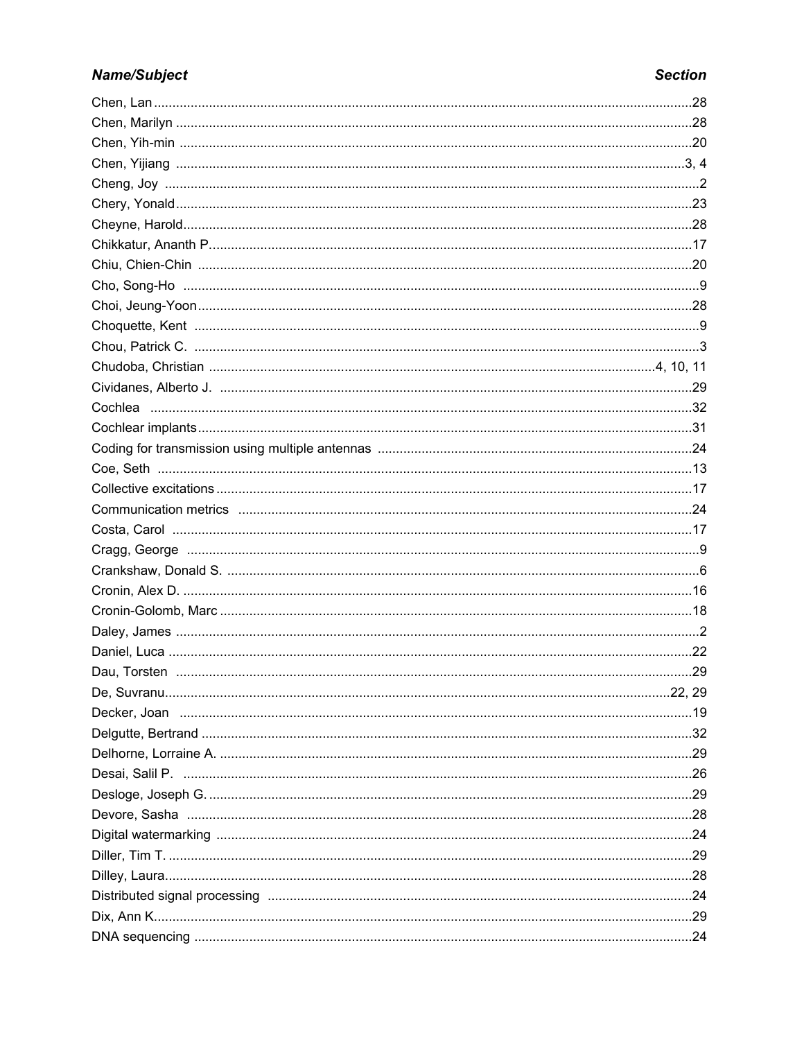| *Name/Subject* | *Section* |
|---|---|
| Chen, Lan | 28 |
| Chen, Marilyn | 28 |
| Chen, Yih-min | 20 |
| Chen, Yijiang | 3, 4 |
| Cheng, Joy | 2 |
| Chery, Yonald | 23 |
| Cheyne, Harold | 28 |
| Chikkatur, Ananth P. | 17 |
| Chiu, Chien-Chin | 20 |
| Cho, Song-Ho | 9 |
| Choi, Jeung-Yoon | 28 |
| Choquette, Kent | 9 |
| Chou, Patrick C. | 3 |
| Chudoba, Christian | 4, 10, 11 |
| Cividanes, Alberto J. | 29 |
| Cochlea | 32 |
| Cochlear implants | 31 |
| Coding for transmission using multiple antennas | 24 |
| Coe, Seth | 13 |
| Collective excitations | 17 |
| Communication metrics | 24 |
| Costa, Carol | 17 |
| Cragg, George | 9 |
| Crankshaw, Donald S. | 6 |
| Cronin, Alex D. | 16 |
| Cronin-Golomb, Marc | 18 |
| Daley, James | 2 |
| Daniel, Luca | 22 |
| Dau, Torsten | 29 |
| De, Suvranu | 22, 29 |
| Decker, Joan | 19 |
| Delgutte, Bertrand | 32 |
| Delhorne, Lorraine A. | 29 |
| Desai, Salil P. | 26 |
| Desloge, Joseph G. | 29 |
| Devore, Sasha | 28 |
| Digital watermarking | 24 |
| Diller, Tim T. | 29 |
| Dilley, Laura | 28 |
| Distributed signal processing | 24 |
| Dix, Ann K. | 29 |
| DNA sequencing | 24 |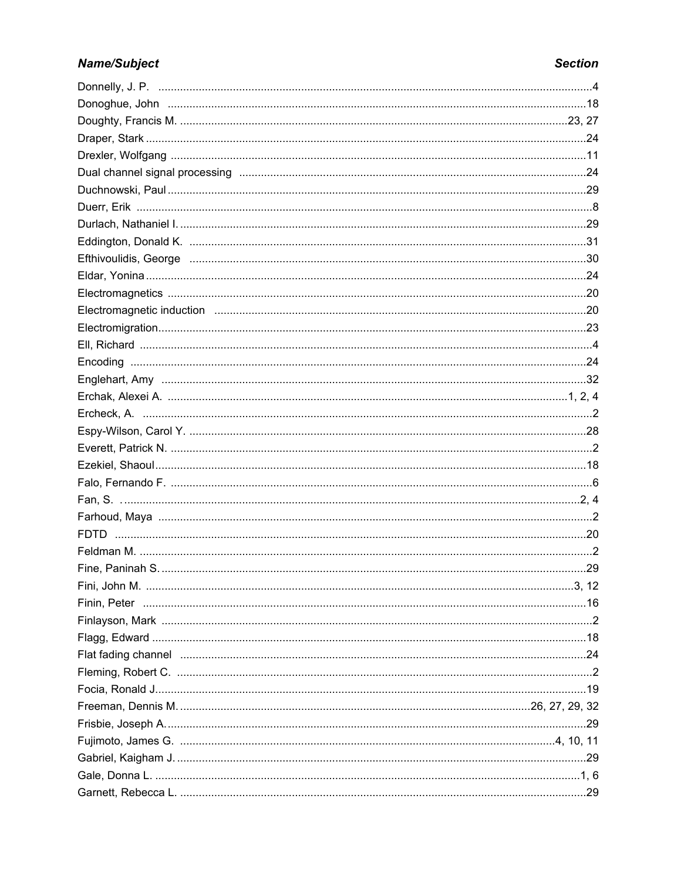| ***Name/Subject*** | ***Section*** |
|---|---|
| Donnelly, J. P. | 4 |
| Donoghue, John | 18 |
| Doughty, Francis M. | 23, 27 |
| Draper, Stark | 24 |
| Drexler, Wolfgang | 11 |
| Dual channel signal processing | 24 |
| Duchnowski, Paul | 29 |
| Duerr, Erik | 8 |
| Durlach, Nathaniel I. | 29 |
| Eddington, Donald K. | 31 |
| Efthivoulidis, George | 30 |
| Eldar, Yonina | 24 |
| Electromagnetics | 20 |
| Electromagnetic induction | 20 |
| Electromigration | 23 |
| Ell, Richard | 4 |
| Encoding | 24 |
| Englehart, Amy | 32 |
| Erchak, Alexei A. | 1, 2, 4 |
| Ercheck, A. | 2 |
| Espy-Wilson, Carol Y. | 28 |
| Everett, Patrick N. | 2 |
| Ezekiel, Shaoul | 18 |
| Falo, Fernando F. | 6 |
| Fan, S. | 2, 4 |
| Farhoud, Maya | 2 |
| FDTD | 20 |
| Feldman M. | 2 |
| Fine, Paninah S. | 29 |
| Fini, John M. | 3, 12 |
| Finin, Peter | 16 |
| Finlayson, Mark | 2 |
| Flagg, Edward | 18 |
| Flat fading channel | 24 |
| Fleming, Robert C. | 2 |
| Focia, Ronald J. | 19 |
| Freeman, Dennis M. | 26, 27, 29, 32 |
| Frisbie, Joseph A. | 29 |
| Fujimoto, James G. | 4, 10, 11 |
| Gabriel, Kaigham J. | 29 |
| Gale, Donna L. | 1, 6 |
| Garnett, Rebecca L. | 29 |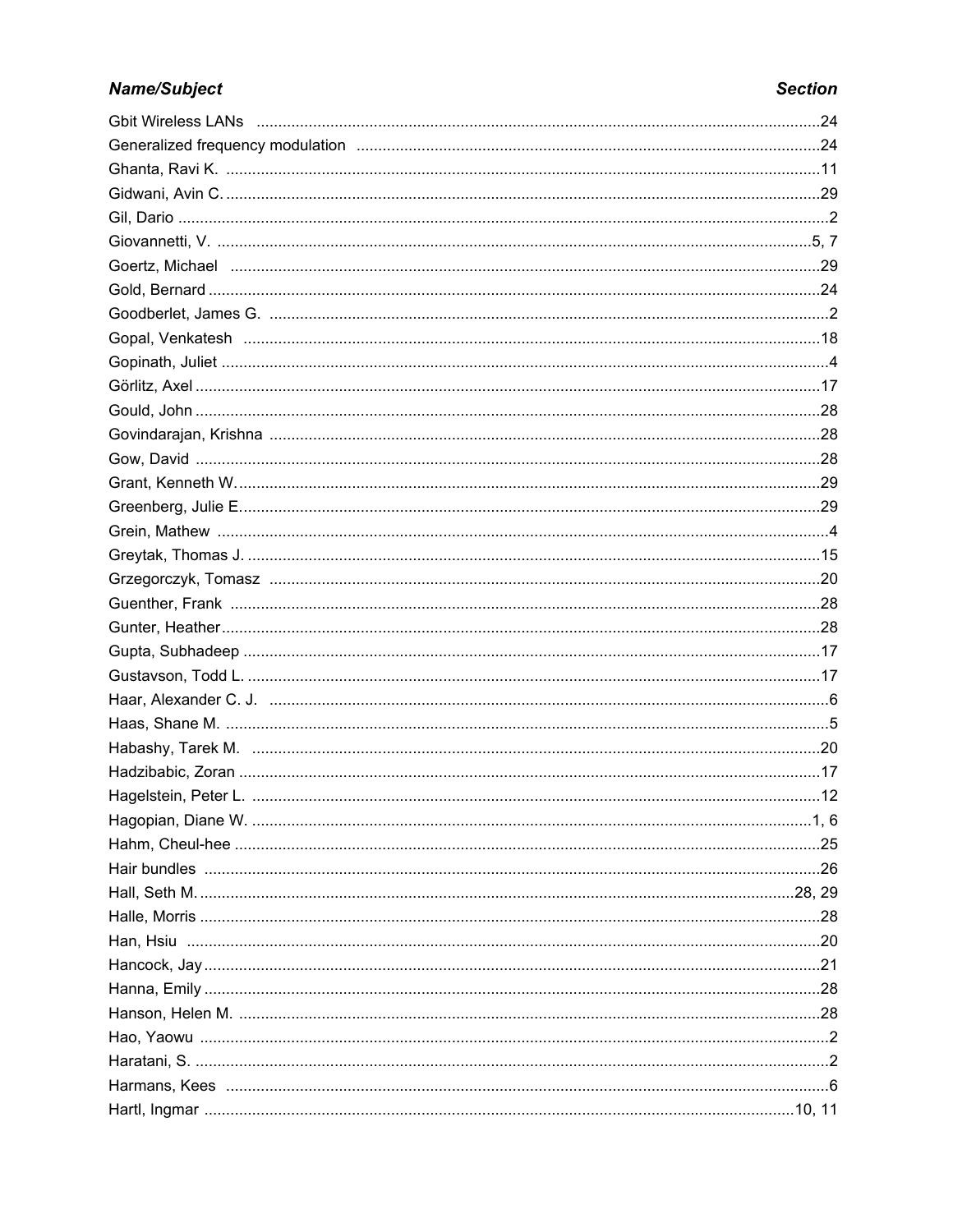| *Name/Subject* | *Section* |
|---|---|
| Gbit Wireless LANs | 24 |
| Generalized frequency modulation | 24 |
| Ghanta, Ravi K. | 11 |
| Gidwani, Avin C. | 29 |
| Gil, Dario | 2 |
| Giovannetti, V. | 5, 7 |
| Goertz, Michael | 29 |
| Gold, Bernard | 24 |
| Goodberlet, James G. | 2 |
| Gopal, Venkatesh | 18 |
| Gopinath, Juliet | 4 |
| Görlitz, Axel | 17 |
| Gould, John | 28 |
| Govindarajan, Krishna | 28 |
| Gow, David | 28 |
| Grant, Kenneth W. | 29 |
| Greenberg, Julie E. | 29 |
| Grein, Mathew | 4 |
| Greytak, Thomas J. | 15 |
| Grzegorczyk, Tomasz | 20 |
| Guenther, Frank | 28 |
| Gunter, Heather | 28 |
| Gupta, Subhadeep | 17 |
| Gustavson, Todd L. | 17 |
| Haar, Alexander C. J. | 6 |
| Haas, Shane M. | 5 |
| Habashy, Tarek M. | 20 |
| Hadzibabic, Zoran | 17 |
| Hagelstein, Peter L. | 12 |
| Hagopian, Diane W. | 1, 6 |
| Hahm, Cheul-hee | 25 |
| Hair bundles | 26 |
| Hall, Seth M. | 28, 29 |
| Halle, Morris | 28 |
| Han, Hsiu | 20 |
| Hancock, Jay | 21 |
| Hanna, Emily | 28 |
| Hanson, Helen M. | 28 |
| Hao, Yaowu | 2 |
| Haratani, S. | 2 |
| Harmans, Kees | 6 |
| Hartl, Ingmar | 10, 11 |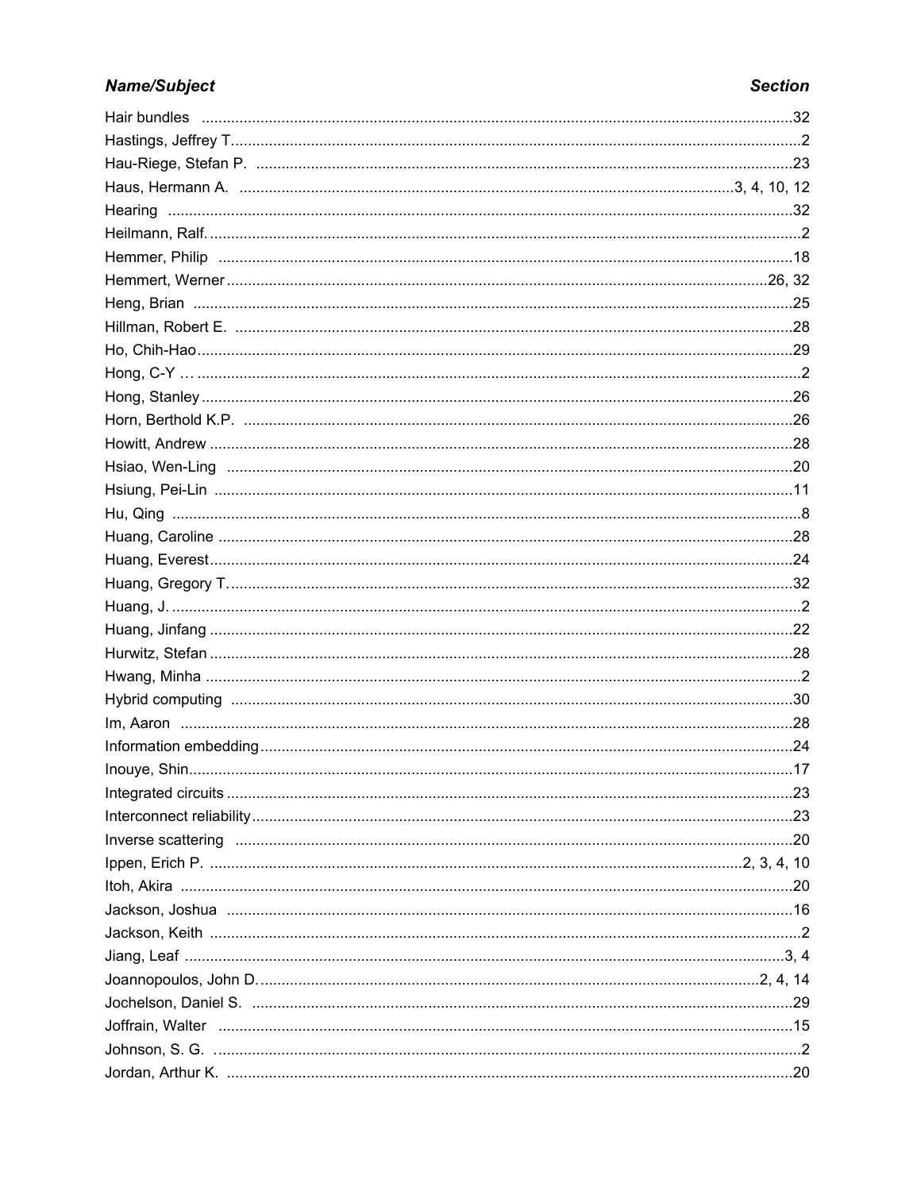| Name/Subject | Section |
| --- | --- |
| Hair bundles | 32 |
| Hastings, Jeffrey T. | 2 |
| Hau-Riege, Stefan P. | 23 |
| Haus, Hermann A. | 3, 4, 10, 12 |
| Hearing | 32 |
| Heilmann, Ralf. | 2 |
| Hemmer, Philip | 18 |
| Hemmert, Werner | 26, 32 |
| Heng, Brian | 25 |
| Hillman, Robert E. | 28 |
| Ho, Chih-Hao | 29 |
| Hong, C-Y … | 2 |
| Hong, Stanley | 26 |
| Horn, Berthold K.P. | 26 |
| Howitt, Andrew | 28 |
| Hsiao, Wen-Ling | 20 |
| Hsiung, Pei-Lin | 11 |
| Hu, Qing | 8 |
| Huang, Caroline | 28 |
| Huang, Everest | 24 |
| Huang, Gregory T. | 32 |
| Huang, J. | 2 |
| Huang, Jinfang | 22 |
| Hurwitz, Stefan | 28 |
| Hwang, Minha | 2 |
| Hybrid computing | 30 |
| Im, Aaron | 28 |
| Information embedding | 24 |
| Inouye, Shin | 17 |
| Integrated circuits | 23 |
| Interconnect reliability | 23 |
| Inverse scattering | 20 |
| Ippen, Erich P. | 2, 3, 4, 10 |
| Itoh, Akira | 20 |
| Jackson, Joshua | 16 |
| Jackson, Keith | 2 |
| Jiang, Leaf | 3, 4 |
| Joannopoulos, John D. | 2, 4, 14 |
| Jochelson, Daniel S. | 29 |
| Joffrain, Walter | 15 |
| Johnson, S. G. | 2 |
| Jordan, Arthur K. | 20 |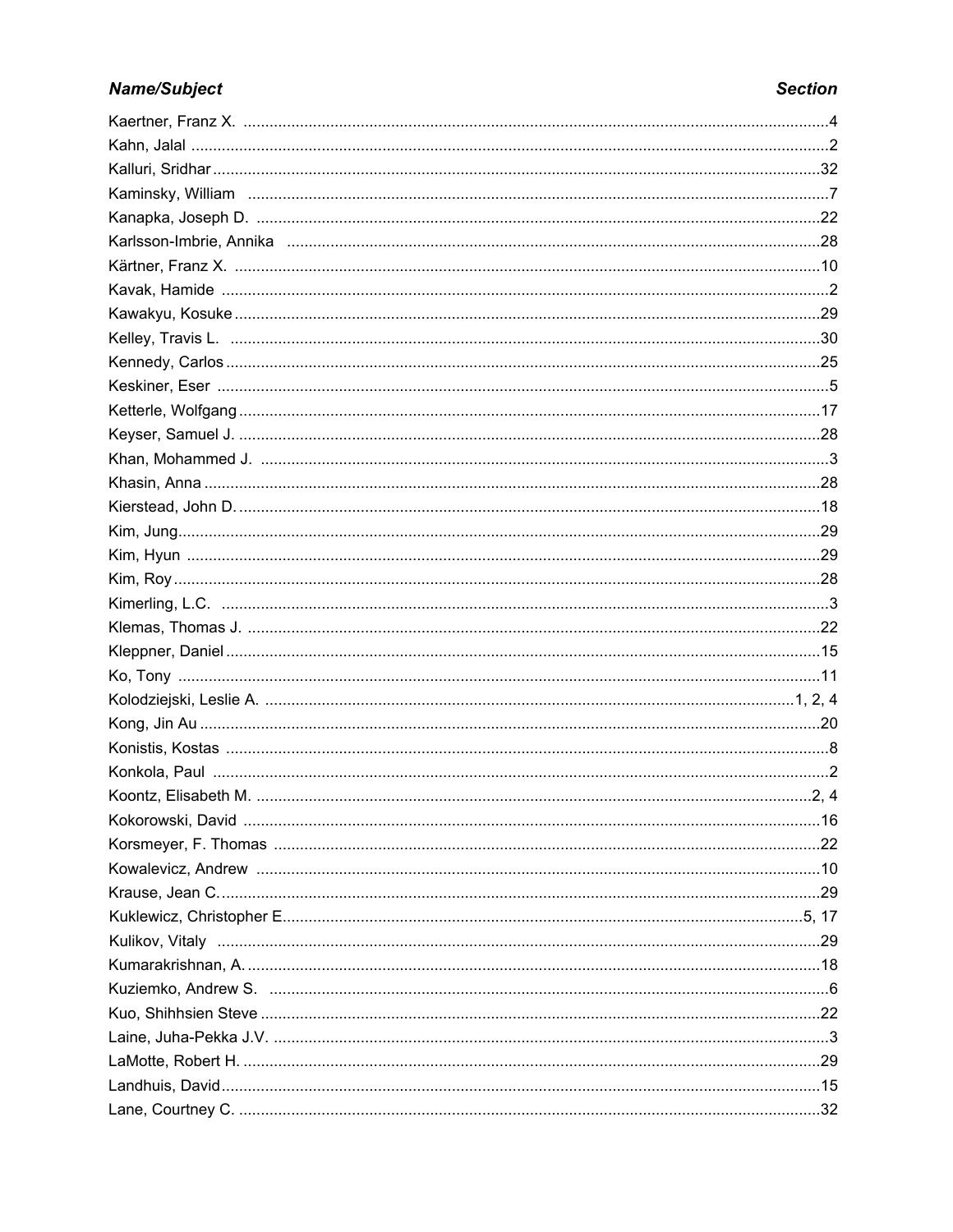| ***Name/Subject*** | ***Section*** |
|---|---|
| Kaertner, Franz X. | 4 |
| Kahn, Jalal | 2 |
| Kalluri, Sridhar | 32 |
| Kaminsky, William | 7 |
| Kanapka, Joseph D. | 22 |
| Karlsson-Imbrie, Annika | 28 |
| Kärtner, Franz X. | 10 |
| Kavak, Hamide | 2 |
| Kawakyu, Kosuke | 29 |
| Kelley, Travis L. | 30 |
| Kennedy, Carlos | 25 |
| Keskiner, Eser | 5 |
| Ketterle, Wolfgang | 17 |
| Keyser, Samuel J. | 28 |
| Khan, Mohammed J. | 3 |
| Khasin, Anna | 28 |
| Kierstead, John D. | 18 |
| Kim, Jung | 29 |
| Kim, Hyun | 29 |
| Kim, Roy | 28 |
| Kimerling, L.C. | 3 |
| Klemas, Thomas J. | 22 |
| Kleppner, Daniel | 15 |
| Ko, Tony | 11 |
| Kolodziejski, Leslie A. | 1, 2, 4 |
| Kong, Jin Au | 20 |
| Konistis, Kostas | 8 |
| Konkola, Paul | 2 |
| Koontz, Elisabeth M. | 2, 4 |
| Kokorowski, David | 16 |
| Korsmeyer, F. Thomas | 22 |
| Kowalevicz, Andrew | 10 |
| Krause, Jean C. | 29 |
| Kuklewicz, Christopher E. | 5, 17 |
| Kulikov, Vitaly | 29 |
| Kumarakrishnan, A. | 18 |
| Kuziemko, Andrew S. | 6 |
| Kuo, Shihhsien Steve | 22 |
| Laine, Juha-Pekka J.V. | 3 |
| LaMotte, Robert H. | 29 |
| Landhuis, David | 15 |
| Lane, Courtney C. | 32 |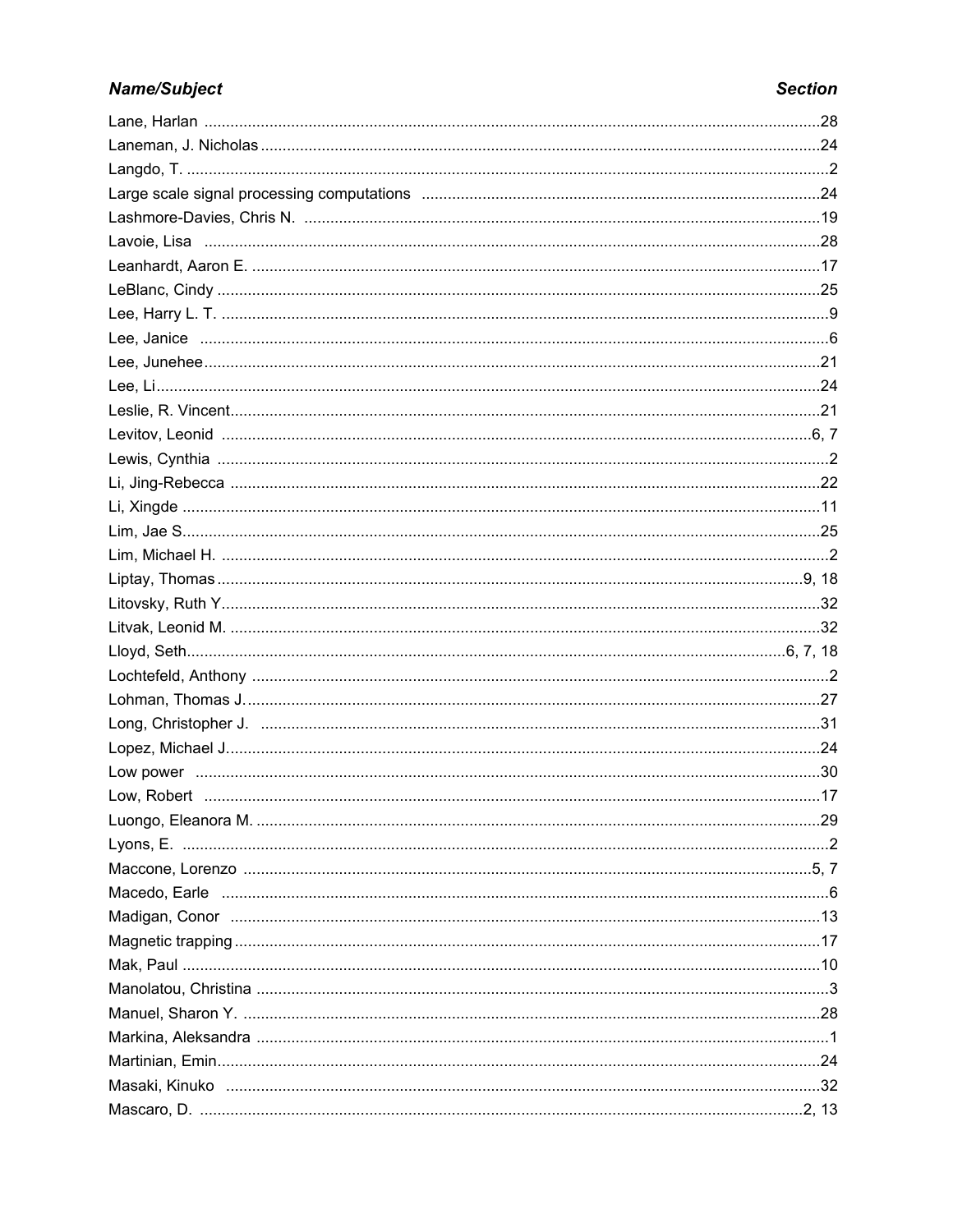| ***Name/Subject*** | ***Section*** |
| --- | --- |
| Lane, Harlan | 28 |
| Laneman, J. Nicholas | 24 |
| Langdo, T. | 2 |
| Large scale signal processing computations | 24 |
| Lashmore-Davies, Chris N. | 19 |
| Lavoie, Lisa | 28 |
| Leanhardt, Aaron E. | 17 |
| LeBlanc, Cindy | 25 |
| Lee, Harry L. T. | 9 |
| Lee, Janice | 6 |
| Lee, Junehee | 21 |
| Lee, Li | 24 |
| Leslie, R. Vincent | 21 |
| Levitov, Leonid | 6, 7 |
| Lewis, Cynthia | 2 |
| Li, Jing-Rebecca | 22 |
| Li, Xingde | 11 |
| Lim, Jae S. | 25 |
| Lim, Michael H. | 2 |
| Liptay, Thomas | 9, 18 |
| Litovsky, Ruth Y. | 32 |
| Litvak, Leonid M. | 32 |
| Lloyd, Seth | 6, 7, 18 |
| Lochtefeld, Anthony | 2 |
| Lohman, Thomas J. | 27 |
| Long, Christopher J. | 31 |
| Lopez, Michael J. | 24 |
| Low power | 30 |
| Low, Robert | 17 |
| Luongo, Eleanora M. | 29 |
| Lyons, E. | 2 |
| Maccone, Lorenzo | 5, 7 |
| Macedo, Earle | 6 |
| Madigan, Conor | 13 |
| Magnetic trapping | 17 |
| Mak, Paul | 10 |
| Manolatou, Christina | 3 |
| Manuel, Sharon Y. | 28 |
| Markina, Aleksandra | 1 |
| Martinian, Emin | 24 |
| Masaki, Kinuko | 32 |
| Mascaro, D. | 2, 13 |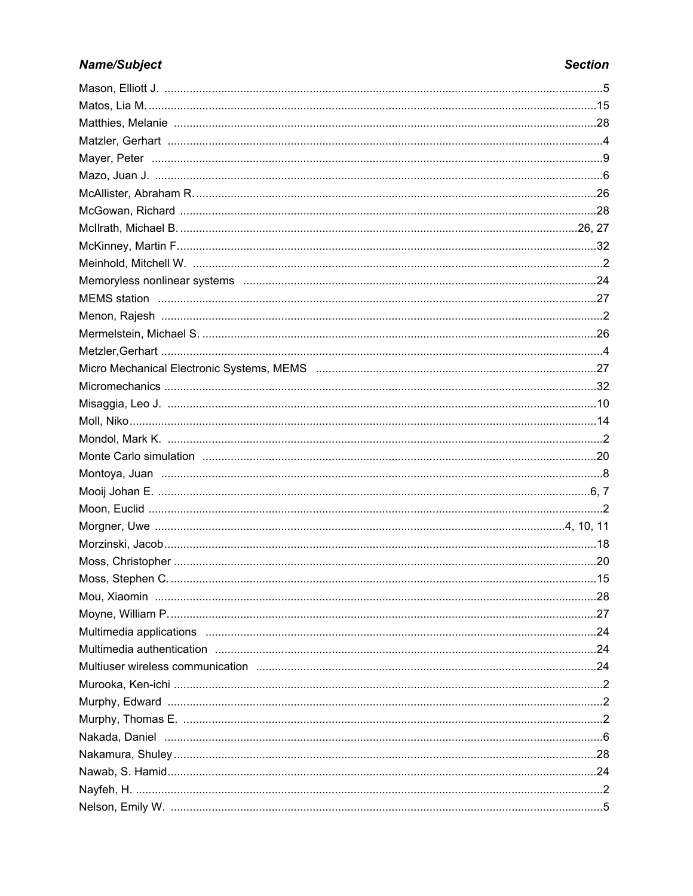| ***Name/Subject*** | ***Section*** |
|---|---|
| Mason, Elliott J. | 5 |
| Matos, Lia M. | 15 |
| Matthies, Melanie | 28 |
| Matzler, Gerhart | 4 |
| Mayer, Peter | 9 |
| Mazo, Juan J. | 6 |
| McAllister, Abraham R. | 26 |
| McGowan, Richard | 28 |
| McIlrath, Michael B. | 26, 27 |
| McKinney, Martin F. | 32 |
| Meinhold, Mitchell W. | 2 |
| Memoryless nonlinear systems | 24 |
| MEMS station | 27 |
| Menon, Rajesh | 2 |
| Mermelstein, Michael S. | 26 |
| Metzler,Gerhart | 4 |
| Micro Mechanical Electronic Systems, MEMS | 27 |
| Micromechanics | 32 |
| Misaggia, Leo J. | 10 |
| Moll, Niko | 14 |
| Mondol, Mark K. | 2 |
| Monte Carlo simulation | 20 |
| Montoya, Juan | 8 |
| Mooij Johan E. | 6, 7 |
| Moon, Euclid | 2 |
| Morgner, Uwe | 4, 10, 11 |
| Morzinski, Jacob | 18 |
| Moss, Christopher | 20 |
| Moss, Stephen C. | 15 |
| Mou, Xiaomin | 28 |
| Moyne, William P. | 27 |
| Multimedia applications | 24 |
| Multimedia authentication | 24 |
| Multiuser wireless communication | 24 |
| Murooka, Ken-ichi | 2 |
| Murphy, Edward | 2 |
| Murphy, Thomas E. | 2 |
| Nakada, Daniel | 6 |
| Nakamura, Shuley | 28 |
| Nawab, S. Hamid | 24 |
| Nayfeh, H. | 2 |
| Nelson, Emily W. | 5 |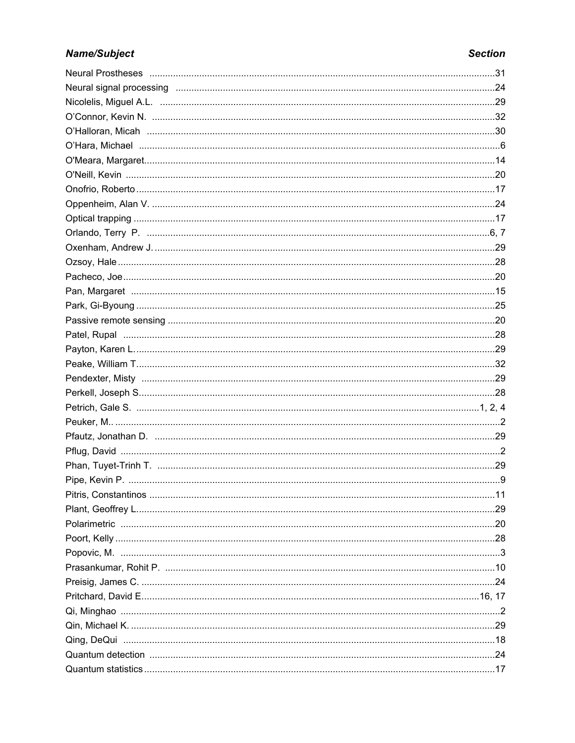| ***Name/Subject*** | ***Section*** |
|---|---|
| Neural Prostheses | 31 |
| Neural signal processing | 24 |
| Nicolelis, Miguel A.L. | 29 |
| O'Connor, Kevin N. | 32 |
| O'Halloran, Micah | 30 |
| O'Hara, Michael | 6 |
| O'Meara, Margaret | 14 |
| O'Neill, Kevin | 20 |
| Onofrio, Roberto | 17 |
| Oppenheim, Alan V. | 24 |
| Optical trapping | 17 |
| Orlando, Terry P. | 6, 7 |
| Oxenham, Andrew J. | 29 |
| Ozsoy, Hale | 28 |
| Pacheco, Joe | 20 |
| Pan, Margaret | 15 |
| Park, Gi-Byoung | 25 |
| Passive remote sensing | 20 |
| Patel, Rupal | 28 |
| Payton, Karen L. | 29 |
| Peake, William T. | 32 |
| Pendexter, Misty | 29 |
| Perkell, Joseph S. | 28 |
| Petrich, Gale S. | 1, 2, 4 |
| Peuker, M.. | 2 |
| Pfautz, Jonathan D. | 29 |
| Pflug, David | 2 |
| Phan, Tuyet-Trinh T. | 29 |
| Pipe, Kevin P. | 9 |
| Pitris, Constantinos | 11 |
| Plant, Geoffrey L. | 29 |
| Polarimetric | 20 |
| Poort, Kelly | 28 |
| Popovic, M. | 3 |
| Prasankumar, Rohit P. | 10 |
| Preisig, James C. | 24 |
| Pritchard, David E. | 16, 17 |
| Qi, Minghao | 2 |
| Qin, Michael K. | 29 |
| Qing, DeQui | 18 |
| Quantum detection | 24 |
| Quantum statistics | 17 |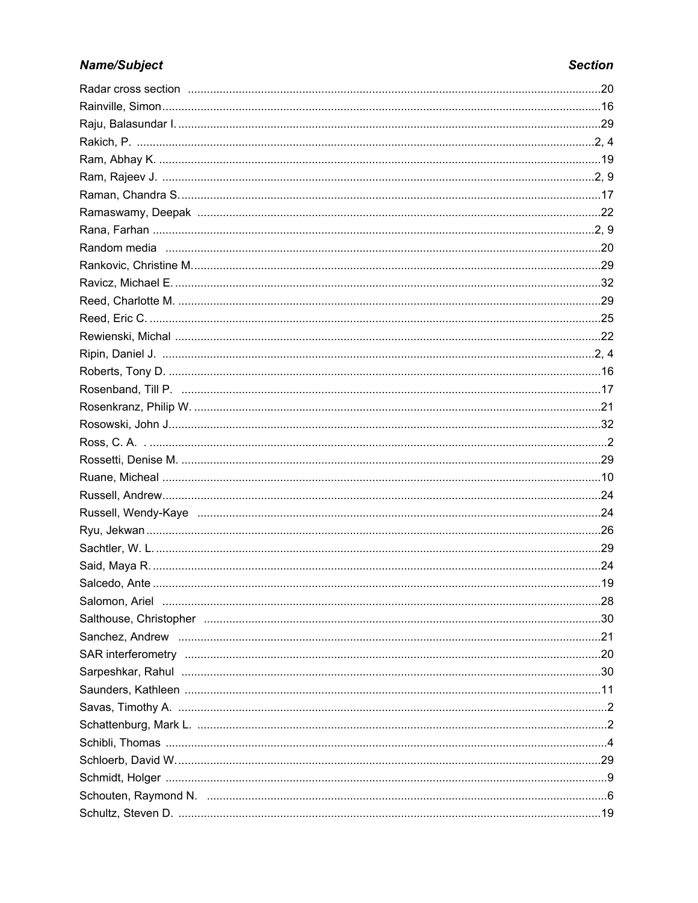| ***Name/Subject*** | ***Section*** |
| --- | --- |
| Radar cross section | 20 |
| Rainville, Simon | 16 |
| Raju, Balasundar I. | 29 |
| Rakich, P. | 2, 4 |
| Ram, Abhay K. | 19 |
| Ram, Rajeev J. | 2, 9 |
| Raman, Chandra S. | 17 |
| Ramaswamy, Deepak | 22 |
| Rana, Farhan | 2, 9 |
| Random media | 20 |
| Rankovic, Christine M. | 29 |
| Ravicz, Michael E. | 32 |
| Reed, Charlotte M. | 29 |
| Reed, Eric C. | 25 |
| Rewienski, Michal | 22 |
| Ripin, Daniel J. | 2, 4 |
| Roberts, Tony D. | 16 |
| Rosenband, Till P. | 17 |
| Rosenkranz, Philip W. | 21 |
| Rosowski, John J. | 32 |
| Ross, C. A. | 2 |
| Rossetti, Denise M. | 29 |
| Ruane, Micheal | 10 |
| Russell, Andrew | 24 |
| Russell, Wendy-Kaye | 24 |
| Ryu, Jekwan | 26 |
| Sachtler, W. L. | 29 |
| Said, Maya R. | 24 |
| Salcedo, Ante | 19 |
| Salomon, Ariel | 28 |
| Salthouse, Christopher | 30 |
| Sanchez, Andrew | 21 |
| SAR interferometry | 20 |
| Sarpeshkar, Rahul | 30 |
| Saunders, Kathleen | 11 |
| Savas, Timothy A. | 2 |
| Schattenburg, Mark L. | 2 |
| Schibli, Thomas | 4 |
| Schloerb, David W. | 29 |
| Schmidt, Holger | 9 |
| Schouten, Raymond N. | 6 |
| Schultz, Steven D. | 19 |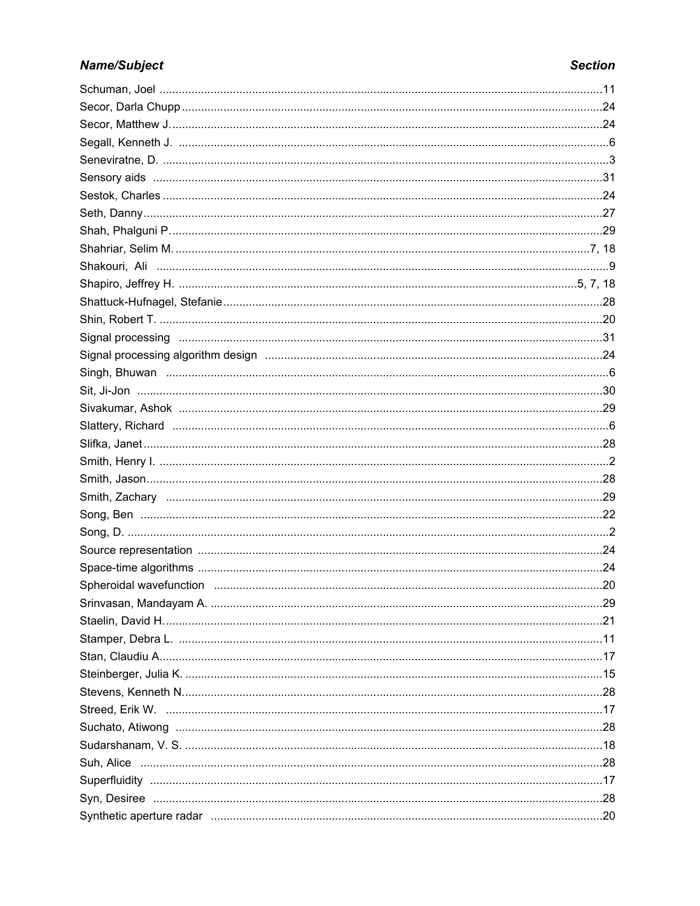| ***Name/Subject*** | ***Section*** |
| --- | --- |
| Schuman, Joel | 11 |
| Secor, Darla Chupp | 24 |
| Secor, Matthew J. | 24 |
| Segall, Kenneth J. | 6 |
| Seneviratne, D. | 3 |
| Sensory aids | 31 |
| Sestok, Charles | 24 |
| Seth, Danny | 27 |
| Shah, Phalguni P. | 29 |
| Shahriar, Selim M. | 7, 18 |
| Shakouri, Ali | 9 |
| Shapiro, Jeffrey H. | 5, 7, 18 |
| Shattuck-Hufnagel, Stefanie | 28 |
| Shin, Robert T. | 20 |
| Signal processing | 31 |
| Signal processing algorithm design | 24 |
| Singh, Bhuwan | 6 |
| Sit, Ji-Jon | 30 |
| Sivakumar, Ashok | 29 |
| Slattery, Richard | 6 |
| Slifka, Janet | 28 |
| Smith, Henry I. | 2 |
| Smith, Jason | 28 |
| Smith, Zachary | 29 |
| Song, Ben | 22 |
| Song, D. | 2 |
| Source representation | 24 |
| Space-time algorithms | 24 |
| Spheroidal wavefunction | 20 |
| Srinvasan, Mandayam A. | 29 |
| Staelin, David H. | 21 |
| Stamper, Debra L. | 11 |
| Stan, Claudiu A. | 17 |
| Steinberger, Julia K. | 15 |
| Stevens, Kenneth N. | 28 |
| Streed, Erik W. | 17 |
| Suchato, Atiwong | 28 |
| Sudarshanam, V. S. | 18 |
| Suh, Alice | 28 |
| Superfluidity | 17 |
| Syn, Desiree | 28 |
| Synthetic aperture radar | 20 |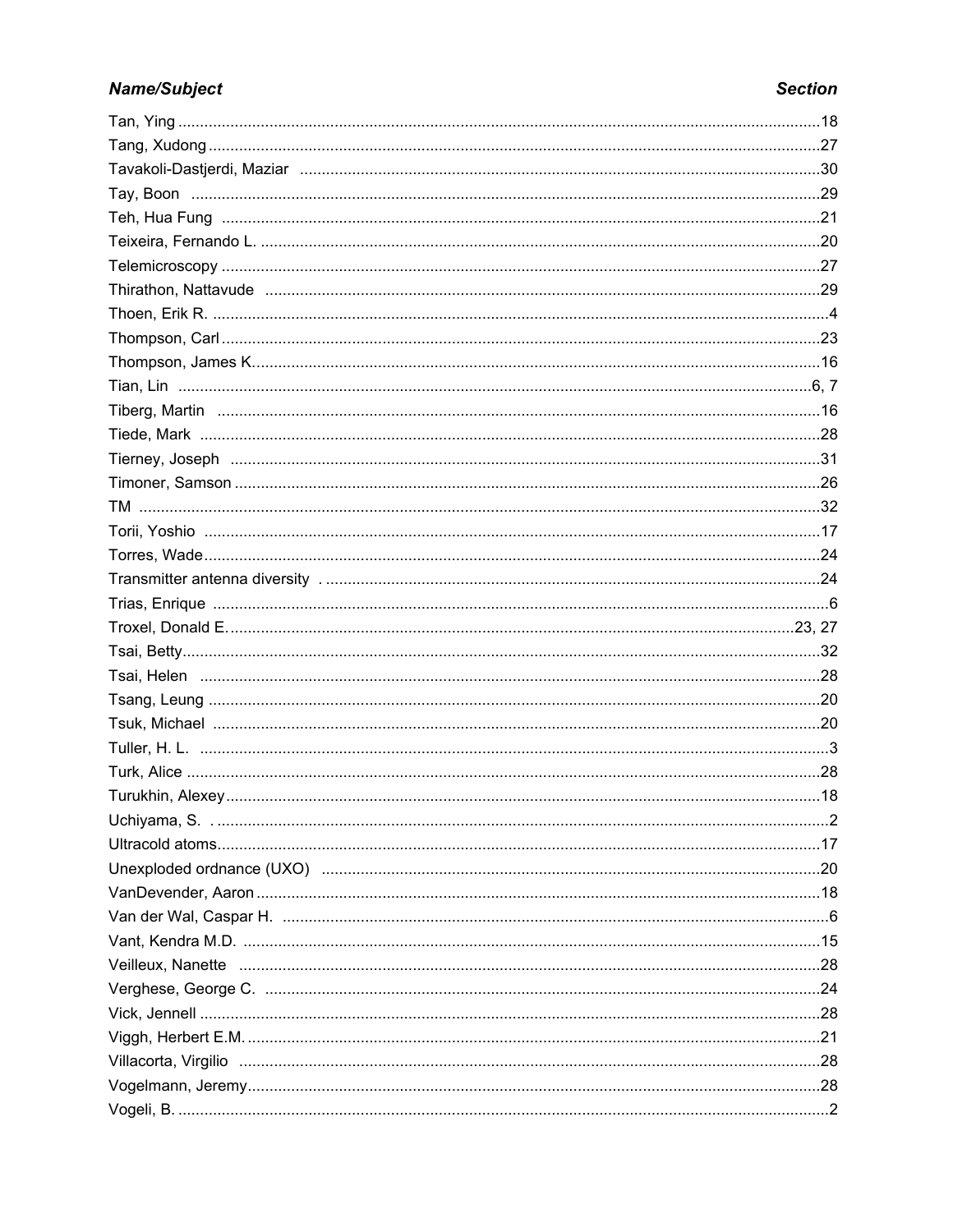| *Name/Subject* | *Section* |
|---|---|
| Tan, Ying | 18 |
| Tang, Xudong | 27 |
| Tavakoli-Dastjerdi, Maziar | 30 |
| Tay, Boon | 29 |
| Teh, Hua Fung | 21 |
| Teixeira, Fernando L. | 20 |
| Telemicroscopy | 27 |
| Thirathon, Nattavude | 29 |
| Thoen, Erik R. | 4 |
| Thompson, Carl | 23 |
| Thompson, James K. | 16 |
| Tian, Lin | 6, 7 |
| Tiberg, Martin | 16 |
| Tiede, Mark | 28 |
| Tierney, Joseph | 31 |
| Timoner, Samson | 26 |
| TM | 32 |
| Torii, Yoshio | 17 |
| Torres, Wade | 24 |
| Transmitter antenna diversity | 24 |
| Trias, Enrique | 6 |
| Troxel, Donald E. | 23, 27 |
| Tsai, Betty | 32 |
| Tsai, Helen | 28 |
| Tsang, Leung | 20 |
| Tsuk, Michael | 20 |
| Tuller, H. L. | 3 |
| Turk, Alice | 28 |
| Turukhin, Alexey | 18 |
| Uchiyama, S. | 2 |
| Ultracold atoms | 17 |
| Unexploded ordnance (UXO) | 20 |
| VanDevender, Aaron | 18 |
| Van der Wal, Caspar H. | 6 |
| Vant, Kendra M.D. | 15 |
| Veilleux, Nanette | 28 |
| Verghese, George C. | 24 |
| Vick, Jennell | 28 |
| Viggh, Herbert E.M. | 21 |
| Villacorta, Virgilio | 28 |
| Vogelmann, Jeremy | 28 |
| Vogeli, B. | 2 |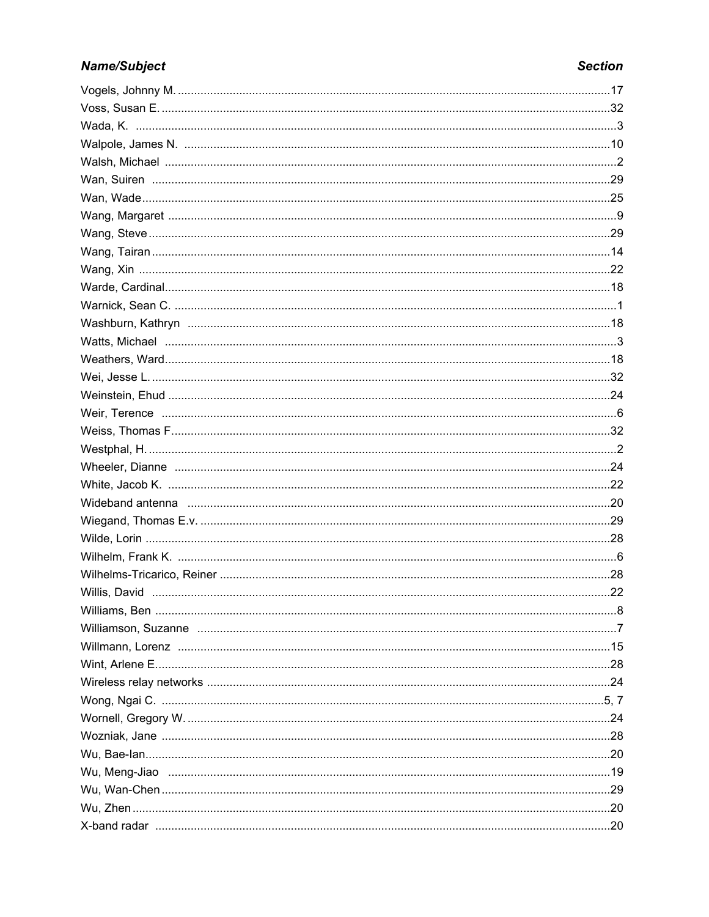| *Name/Subject* | *Section* |
| --- | --- |
| Vogels, Johnny M. | 17 |
| Voss, Susan E. | 32 |
| Wada, K. | 3 |
| Walpole, James N. | 10 |
| Walsh, Michael | 2 |
| Wan, Suiren | 29 |
| Wan, Wade | 25 |
| Wang, Margaret | 9 |
| Wang, Steve | 29 |
| Wang, Tairan | 14 |
| Wang, Xin | 22 |
| Warde, Cardinal | 18 |
| Warnick, Sean C. | 1 |
| Washburn, Kathryn | 18 |
| Watts, Michael | 3 |
| Weathers, Ward | 18 |
| Wei, Jesse L. | 32 |
| Weinstein, Ehud | 24 |
| Weir, Terence | 6 |
| Weiss, Thomas F. | 32 |
| Westphal, H. | 2 |
| Wheeler, Dianne | 24 |
| White, Jacob K. | 22 |
| Wideband antenna | 20 |
| Wiegand, Thomas E.v. | 29 |
| Wilde, Lorin | 28 |
| Wilhelm, Frank K. | 6 |
| Wilhelms-Tricarico, Reiner | 28 |
| Willis, David | 22 |
| Williams, Ben | 8 |
| Williamson, Suzanne | 7 |
| Willmann, Lorenz | 15 |
| Wint, Arlene E. | 28 |
| Wireless relay networks | 24 |
| Wong, Ngai C. | 5, 7 |
| Wornell, Gregory W. | 24 |
| Wozniak, Jane | 28 |
| Wu, Bae-Ian | 20 |
| Wu, Meng-Jiao | 19 |
| Wu, Wan-Chen | 29 |
| Wu, Zhen | 20 |
| X-band radar | 20 |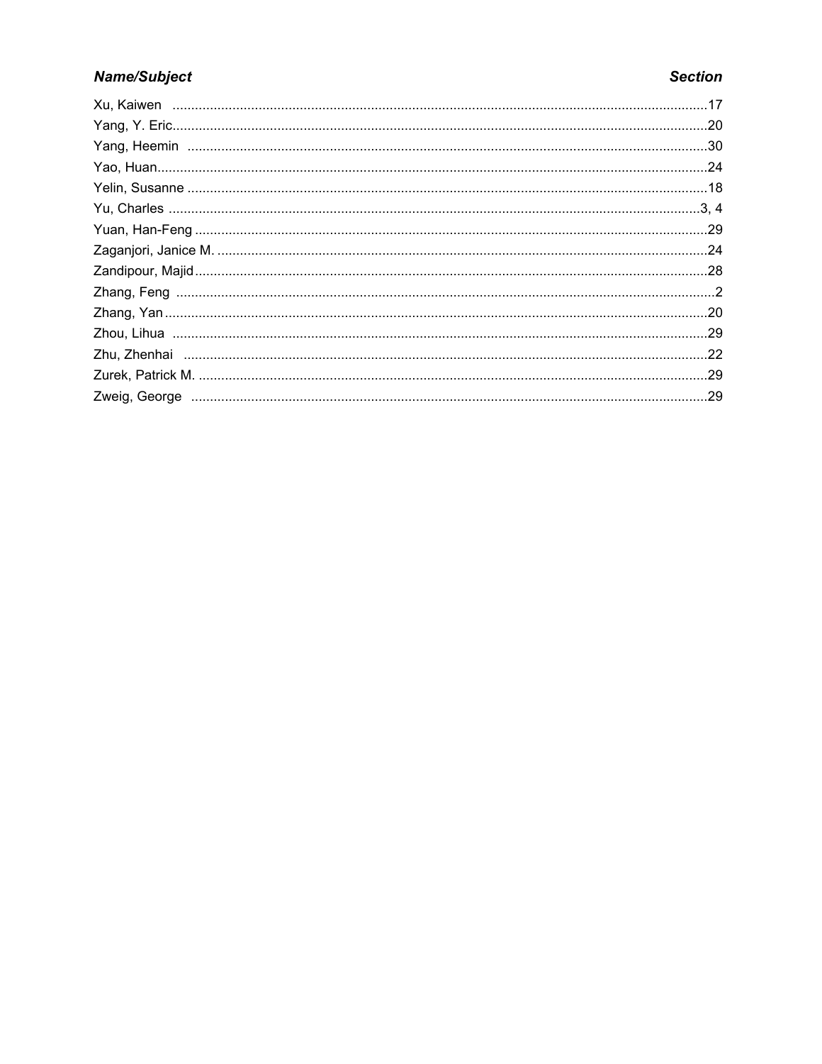| ***Name/Subject*** | ***Section*** |
|---|---|
| Xu, Kaiwen | 17 |
| Yang, Y. Eric | 20 |
| Yang, Heemin | 30 |
| Yao, Huan | 24 |
| Yelin, Susanne | 18 |
| Yu, Charles | 3, 4 |
| Yuan, Han-Feng | 29 |
| Zaganjori, Janice M. | 24 |
| Zandipour, Majid | 28 |
| Zhang, Feng | 2 |
| Zhang, Yan | 20 |
| Zhou, Lihua | 29 |
| Zhu, Zhenhai | 22 |
| Zurek, Patrick M. | 29 |
| Zweig, George | 29 |